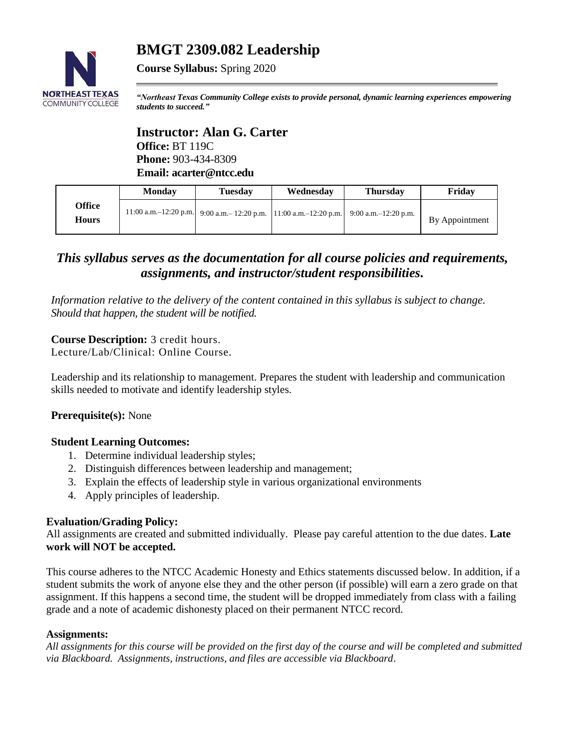# BMGT 2309.082 Leadership

**Course Syllabus:** Spring 2020

***"Northeast Texas Community College exists to provide personal, dynamic learning experiences empowering students to succeed."***

## Instructor: Alan G. Carter

**Office:** BT 119C
**Phone:** 903-434-8309
**Email: acarter@ntcc.edu**

| | Monday | Tuesday | Wednesday | Thursday | Friday |
|---|---|---|---|---|---|
| **Office Hours** | 11:00 a.m.–12:20 p.m. | 9:00 a.m.– 12:20 p.m. | 11:00 a.m.–12:20 p.m. | 9:00 a.m.–12:20 p.m. | By Appointment |

## *This syllabus serves as the documentation for all course policies and requirements, assignments, and instructor/student responsibilities.*

*Information relative to the delivery of the content contained in this syllabus is subject to change. Should that happen, the student will be notified.*

**Course Description:** 3 credit hours.
Lecture/Lab/Clinical: Online Course.

Leadership and its relationship to management. Prepares the student with leadership and communication skills needed to motivate and identify leadership styles.

**Prerequisite(s):** None

**Student Learning Outcomes:**

1. Determine individual leadership styles;
2. Distinguish differences between leadership and management;
3. Explain the effects of leadership style in various organizational environments
4. Apply principles of leadership.

**Evaluation/Grading Policy:**

All assignments are created and submitted individually. Please pay careful attention to the due dates. **Late work will NOT be accepted.**

This course adheres to the NTCC Academic Honesty and Ethics statements discussed below. In addition, if a student submits the work of anyone else they and the other person (if possible) will earn a zero grade on that assignment. If this happens a second time, the student will be dropped immediately from class with a failing grade and a note of academic dishonesty placed on their permanent NTCC record.

**Assignments:**

*All assignments for this course will be provided on the first day of the course and will be completed and submitted via Blackboard. Assignments, instructions, and files are accessible via Blackboard*.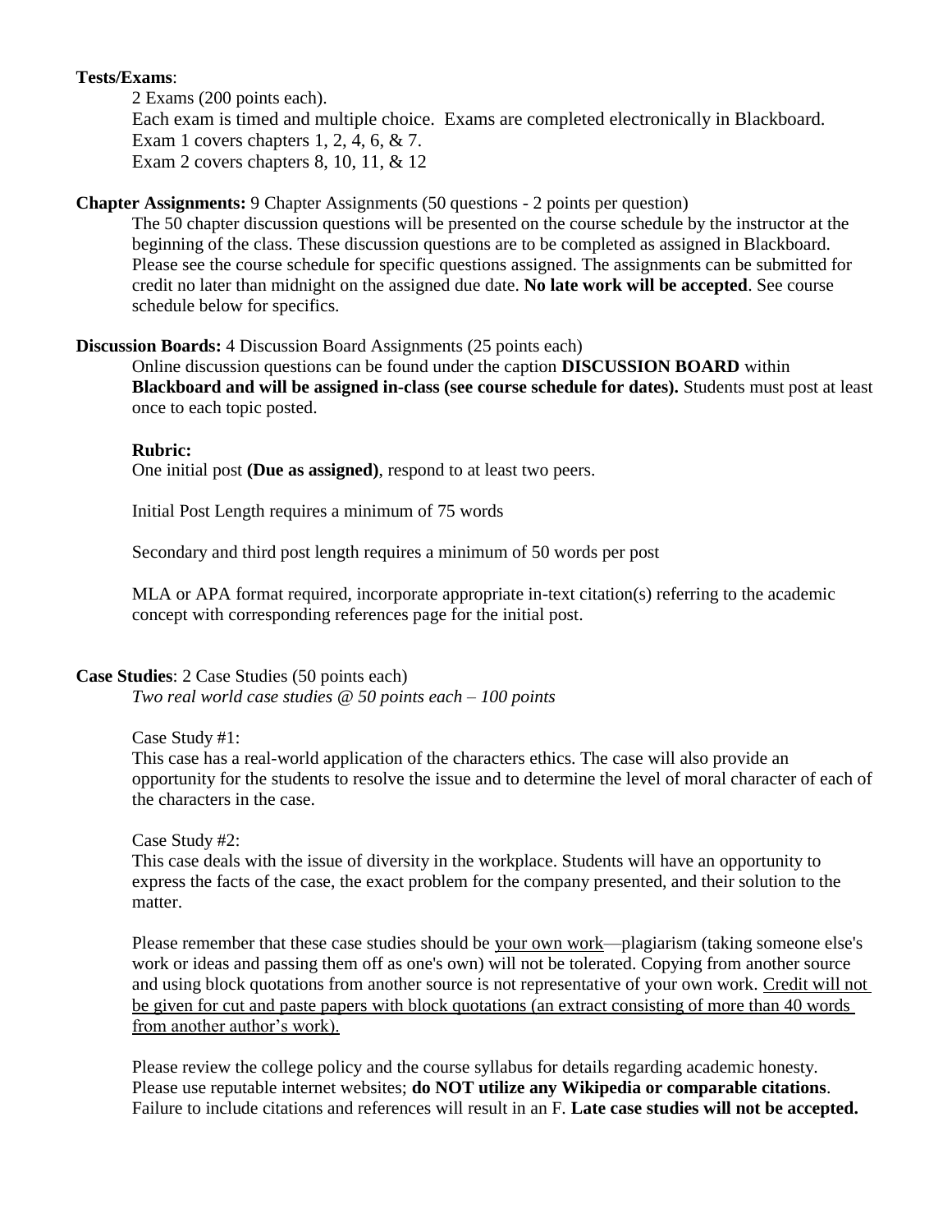**Tests/Exams**:

2 Exams (200 points each).
Each exam is timed and multiple choice. Exams are completed electronically in Blackboard.
Exam 1 covers chapters 1, 2, 4, 6, & 7.
Exam 2 covers chapters 8, 10, 11, & 12

**Chapter Assignments:** 9 Chapter Assignments (50 questions - 2 points per question)

The 50 chapter discussion questions will be presented on the course schedule by the instructor at the beginning of the class. These discussion questions are to be completed as assigned in Blackboard. Please see the course schedule for specific questions assigned. The assignments can be submitted for credit no later than midnight on the assigned due date. **No late work will be accepted**. See course schedule below for specifics.

**Discussion Boards:** 4 Discussion Board Assignments (25 points each)

Online discussion questions can be found under the caption **DISCUSSION BOARD** within **Blackboard and will be assigned in-class (see course schedule for dates).** Students must post at least once to each topic posted.

**Rubric:**

One initial post **(Due as assigned)**, respond to at least two peers.

Initial Post Length requires a minimum of 75 words

Secondary and third post length requires a minimum of 50 words per post

MLA or APA format required, incorporate appropriate in-text citation(s) referring to the academic concept with corresponding references page for the initial post.

**Case Studies**: 2 Case Studies (50 points each)

*Two real world case studies @ 50 points each – 100 points*

Case Study #1:
This case has a real-world application of the characters ethics. The case will also provide an opportunity for the students to resolve the issue and to determine the level of moral character of each of the characters in the case.

Case Study #2:
This case deals with the issue of diversity in the workplace. Students will have an opportunity to express the facts of the case, the exact problem for the company presented, and their solution to the matter.

Please remember that these case studies should be your own work—plagiarism (taking someone else's work or ideas and passing them off as one's own) will not be tolerated. Copying from another source and using block quotations from another source is not representative of your own work. Credit will not be given for cut and paste papers with block quotations (an extract consisting of more than 40 words from another author's work).

Please review the college policy and the course syllabus for details regarding academic honesty. Please use reputable internet websites; **do NOT utilize any Wikipedia or comparable citations**. Failure to include citations and references will result in an F. **Late case studies will not be accepted.**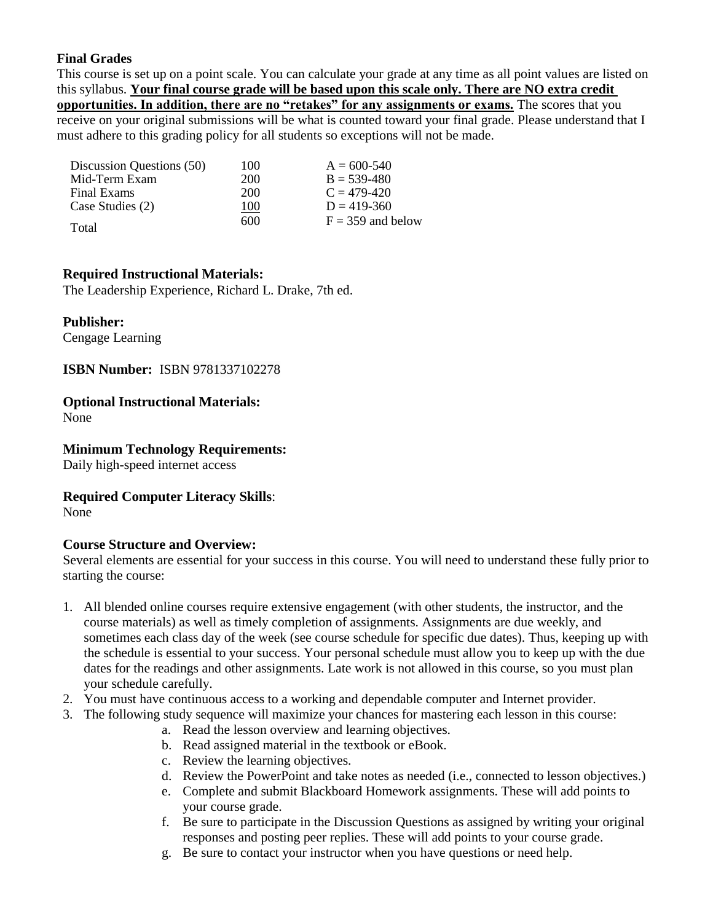**Final Grades**

This course is set up on a point scale. You can calculate your grade at any time as all point values are listed on this syllabus. **Your final course grade will be based upon this scale only. There are NO extra credit opportunities. In addition, there are no "retakes" for any assignments or exams.** The scores that you receive on your original submissions will be what is counted toward your final grade. Please understand that I must adhere to this grading policy for all students so exceptions will not be made.

| | | |
|---|---|---|
| Discussion Questions (50) | 100 | A = 600-540 |
| Mid-Term Exam | 200 | B = 539-480 |
| Final Exams | 200 | C = 479-420 |
| Case Studies (2) | 100 | D = 419-360 |
| Total | 600 | F = 359 and below |

**Required Instructional Materials:**
The Leadership Experience, Richard L. Drake, 7th ed.

**Publisher:**
Cengage Learning

**ISBN Number:** ISBN 9781337102278

**Optional Instructional Materials:**
None

**Minimum Technology Requirements:**
Daily high-speed internet access

**Required Computer Literacy Skills**:
None

**Course Structure and Overview:**
Several elements are essential for your success in this course. You will need to understand these fully prior to starting the course:

1. All blended online courses require extensive engagement (with other students, the instructor, and the course materials) as well as timely completion of assignments. Assignments are due weekly, and sometimes each class day of the week (see course schedule for specific due dates). Thus, keeping up with the schedule is essential to your success. Your personal schedule must allow you to keep up with the due dates for the readings and other assignments. Late work is not allowed in this course, so you must plan your schedule carefully.
2. You must have continuous access to a working and dependable computer and Internet provider.
3. The following study sequence will maximize your chances for mastering each lesson in this course:
   a. Read the lesson overview and learning objectives.
   b. Read assigned material in the textbook or eBook.
   c. Review the learning objectives.
   d. Review the PowerPoint and take notes as needed (i.e., connected to lesson objectives.)
   e. Complete and submit Blackboard Homework assignments. These will add points to your course grade.
   f. Be sure to participate in the Discussion Questions as assigned by writing your original responses and posting peer replies. These will add points to your course grade.
   g. Be sure to contact your instructor when you have questions or need help.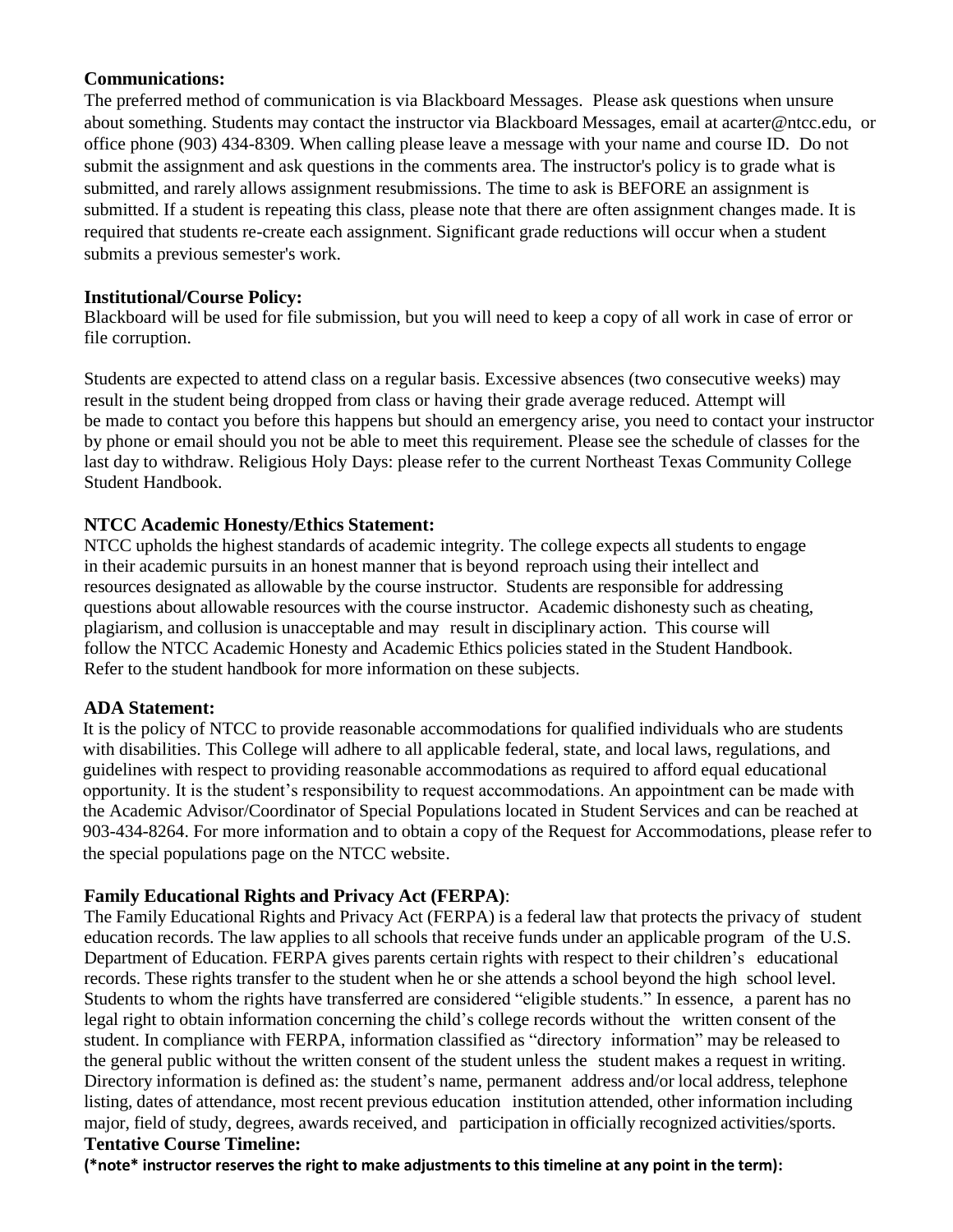**Communications:**

The preferred method of communication is via Blackboard Messages. Please ask questions when unsure about something. Students may contact the instructor via Blackboard Messages, email at acarter@ntcc.edu, or office phone (903) 434-8309. When calling please leave a message with your name and course ID. Do not submit the assignment and ask questions in the comments area. The instructor's policy is to grade what is submitted, and rarely allows assignment resubmissions. The time to ask is BEFORE an assignment is submitted. If a student is repeating this class, please note that there are often assignment changes made. It is required that students re-create each assignment. Significant grade reductions will occur when a student submits a previous semester's work.

**Institutional/Course Policy:**

Blackboard will be used for file submission, but you will need to keep a copy of all work in case of error or file corruption.

Students are expected to attend class on a regular basis. Excessive absences (two consecutive weeks) may result in the student being dropped from class or having their grade average reduced. Attempt will be made to contact you before this happens but should an emergency arise, you need to contact your instructor by phone or email should you not be able to meet this requirement. Please see the schedule of classes for the last day to withdraw. Religious Holy Days: please refer to the current Northeast Texas Community College Student Handbook.

**NTCC Academic Honesty/Ethics Statement:**

NTCC upholds the highest standards of academic integrity. The college expects all students to engage in their academic pursuits in an honest manner that is beyond reproach using their intellect and resources designated as allowable by the course instructor. Students are responsible for addressing questions about allowable resources with the course instructor. Academic dishonesty such as cheating, plagiarism, and collusion is unacceptable and may result in disciplinary action. This course will follow the NTCC Academic Honesty and Academic Ethics policies stated in the Student Handbook. Refer to the student handbook for more information on these subjects.

**ADA Statement:**

It is the policy of NTCC to provide reasonable accommodations for qualified individuals who are students with disabilities. This College will adhere to all applicable federal, state, and local laws, regulations, and guidelines with respect to providing reasonable accommodations as required to afford equal educational opportunity. It is the student's responsibility to request accommodations. An appointment can be made with the Academic Advisor/Coordinator of Special Populations located in Student Services and can be reached at 903-434-8264. For more information and to obtain a copy of the Request for Accommodations, please refer to the special populations page on the NTCC website.

**Family Educational Rights and Privacy Act (FERPA)**:

The Family Educational Rights and Privacy Act (FERPA) is a federal law that protects the privacy of student education records. The law applies to all schools that receive funds under an applicable program of the U.S. Department of Education. FERPA gives parents certain rights with respect to their children's educational records. These rights transfer to the student when he or she attends a school beyond the high school level. Students to whom the rights have transferred are considered "eligible students." In essence, a parent has no legal right to obtain information concerning the child's college records without the written consent of the student. In compliance with FERPA, information classified as "directory information" may be released to the general public without the written consent of the student unless the student makes a request in writing. Directory information is defined as: the student's name, permanent address and/or local address, telephone listing, dates of attendance, most recent previous education institution attended, other information including major, field of study, degrees, awards received, and participation in officially recognized activities/sports.

**Tentative Course Timeline:**

**(*note* instructor reserves the right to make adjustments to this timeline at any point in the term):**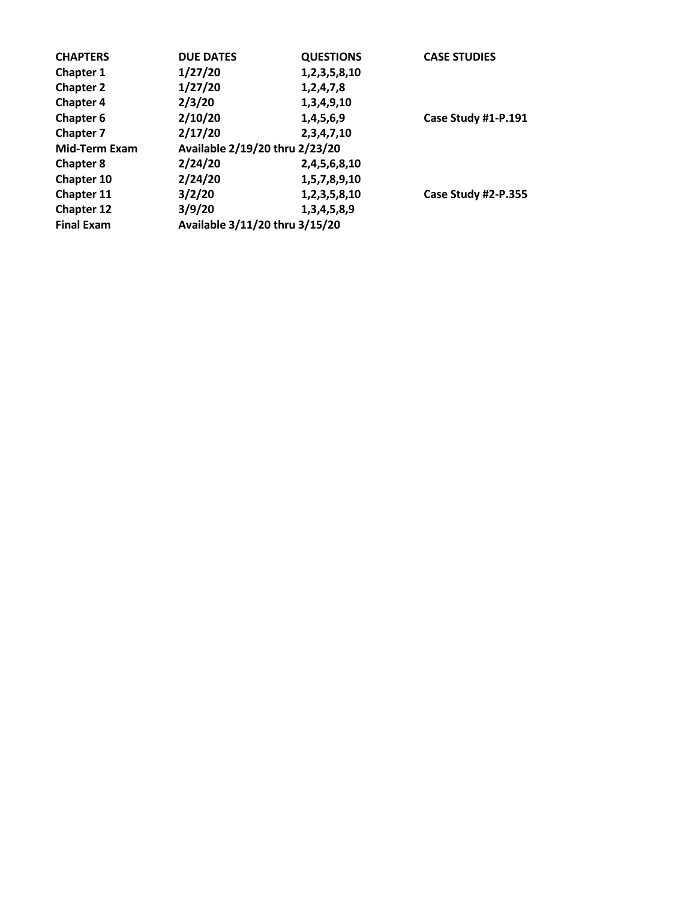| CHAPTERS | DUE DATES | QUESTIONS | CASE STUDIES |
|---|---|---|---|
| Chapter 1 | 1/27/20 | 1,2,3,5,8,10 | |
| Chapter 2 | 1/27/20 | 1,2,4,7,8 | |
| Chapter 4 | 2/3/20 | 1,3,4,9,10 | |
| Chapter 6 | 2/10/20 | 1,4,5,6,9 | Case Study #1-P.191 |
| Chapter 7 | 2/17/20 | 2,3,4,7,10 | |
| Mid-Term Exam | Available 2/19/20 thru 2/23/20 | | |
| Chapter 8 | 2/24/20 | 2,4,5,6,8,10 | |
| Chapter 10 | 2/24/20 | 1,5,7,8,9,10 | |
| Chapter 11 | 3/2/20 | 1,2,3,5,8,10 | Case Study #2-P.355 |
| Chapter 12 | 3/9/20 | 1,3,4,5,8,9 | |
| Final Exam | Available 3/11/20 thru 3/15/20 | | |